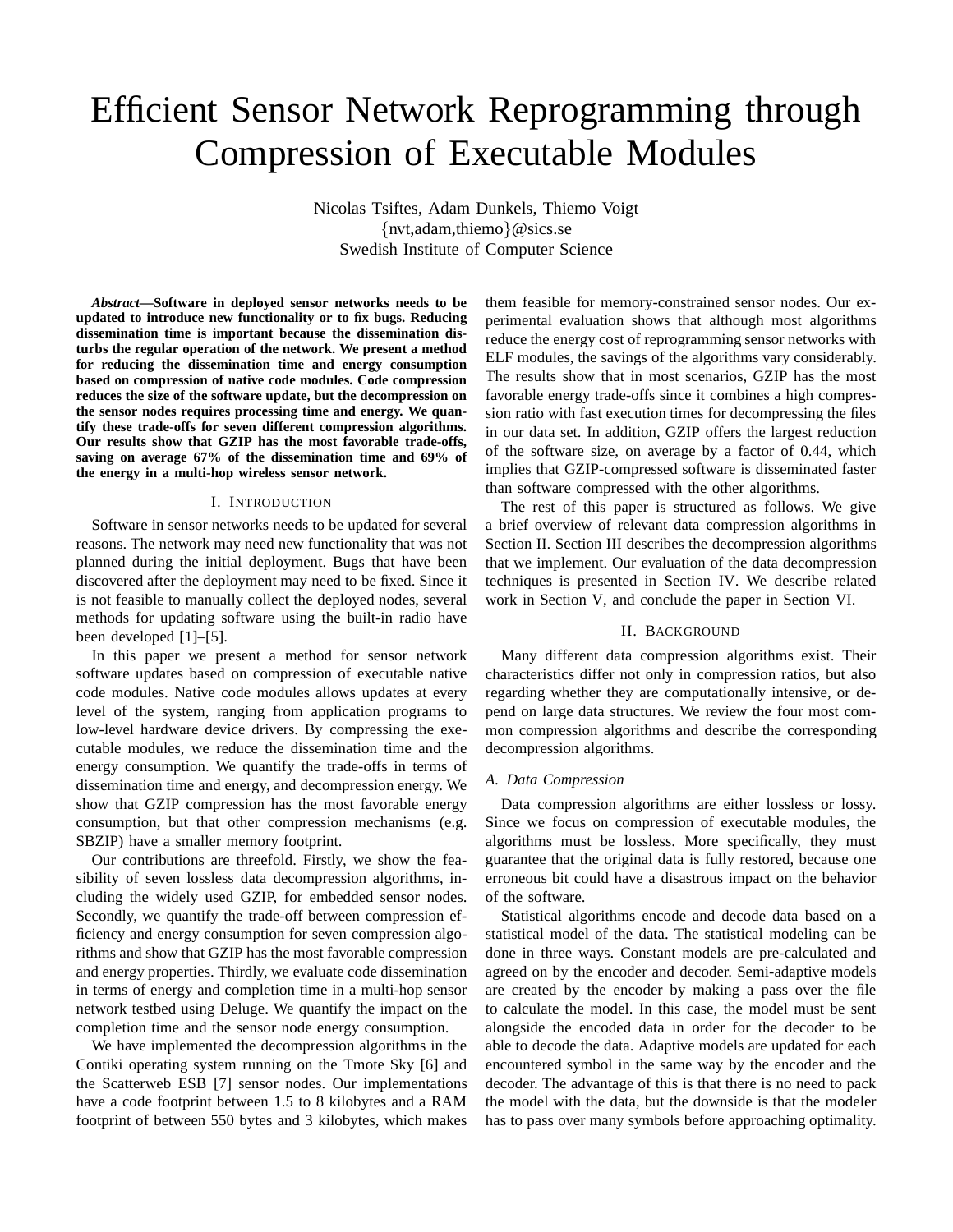# Efficient Sensor Network Reprogramming through Compression of Executable Modules

Nicolas Tsiftes, Adam Dunkels, Thiemo Voigt
{nvt,adam,thiemo}@sics.se
Swedish Institute of Computer Science

***Abstract*—Software in deployed sensor networks needs to be updated to introduce new functionality or to fix bugs. Reducing dissemination time is important because the dissemination disturbs the regular operation of the network. We present a method for reducing the dissemination time and energy consumption based on compression of native code modules. Code compression reduces the size of the software update, but the decompression on the sensor nodes requires processing time and energy. We quantify these trade-offs for seven different compression algorithms. Our results show that GZIP has the most favorable trade-offs, saving on average 67% of the dissemination time and 69% of the energy in a multi-hop wireless sensor network.**

## I. Introduction

Software in sensor networks needs to be updated for several reasons. The network may need new functionality that was not planned during the initial deployment. Bugs that have been discovered after the deployment may need to be fixed. Since it is not feasible to manually collect the deployed nodes, several methods for updating software using the built-in radio have been developed [1]–[5].

In this paper we present a method for sensor network software updates based on compression of executable native code modules. Native code modules allows updates at every level of the system, ranging from application programs to low-level hardware device drivers. By compressing the executable modules, we reduce the dissemination time and the energy consumption. We quantify the trade-offs in terms of dissemination time and energy, and decompression energy. We show that GZIP compression has the most favorable energy consumption, but that other compression mechanisms (e.g. SBZIP) have a smaller memory footprint.

Our contributions are threefold. Firstly, we show the feasibility of seven lossless data decompression algorithms, including the widely used GZIP, for embedded sensor nodes. Secondly, we quantify the trade-off between compression efficiency and energy consumption for seven compression algorithms and show that GZIP has the most favorable compression and energy properties. Thirdly, we evaluate code dissemination in terms of energy and completion time in a multi-hop sensor network testbed using Deluge. We quantify the impact on the completion time and the sensor node energy consumption.

We have implemented the decompression algorithms in the Contiki operating system running on the Tmote Sky [6] and the Scatterweb ESB [7] sensor nodes. Our implementations have a code footprint between 1.5 to 8 kilobytes and a RAM footprint of between 550 bytes and 3 kilobytes, which makes them feasible for memory-constrained sensor nodes. Our experimental evaluation shows that although most algorithms reduce the energy cost of reprogramming sensor networks with ELF modules, the savings of the algorithms vary considerably. The results show that in most scenarios, GZIP has the most favorable energy trade-offs since it combines a high compression ratio with fast execution times for decompressing the files in our data set. In addition, GZIP offers the largest reduction of the software size, on average by a factor of 0.44, which implies that GZIP-compressed software is disseminated faster than software compressed with the other algorithms.

The rest of this paper is structured as follows. We give a brief overview of relevant data compression algorithms in Section II. Section III describes the decompression algorithms that we implement. Our evaluation of the data decompression techniques is presented in Section IV. We describe related work in Section V, and conclude the paper in Section VI.

## II. Background

Many different data compression algorithms exist. Their characteristics differ not only in compression ratios, but also regarding whether they are computationally intensive, or depend on large data structures. We review the four most common compression algorithms and describe the corresponding decompression algorithms.

### *A. Data Compression*

Data compression algorithms are either lossless or lossy. Since we focus on compression of executable modules, the algorithms must be lossless. More specifically, they must guarantee that the original data is fully restored, because one erroneous bit could have a disastrous impact on the behavior of the software.

Statistical algorithms encode and decode data based on a statistical model of the data. The statistical modeling can be done in three ways. Constant models are pre-calculated and agreed on by the encoder and decoder. Semi-adaptive models are created by the encoder by making a pass over the file to calculate the model. In this case, the model must be sent alongside the encoded data in order for the decoder to be able to decode the data. Adaptive models are updated for each encountered symbol in the same way by the encoder and the decoder. The advantage of this is that there is no need to pack the model with the data, but the downside is that the modeler has to pass over many symbols before approaching optimality.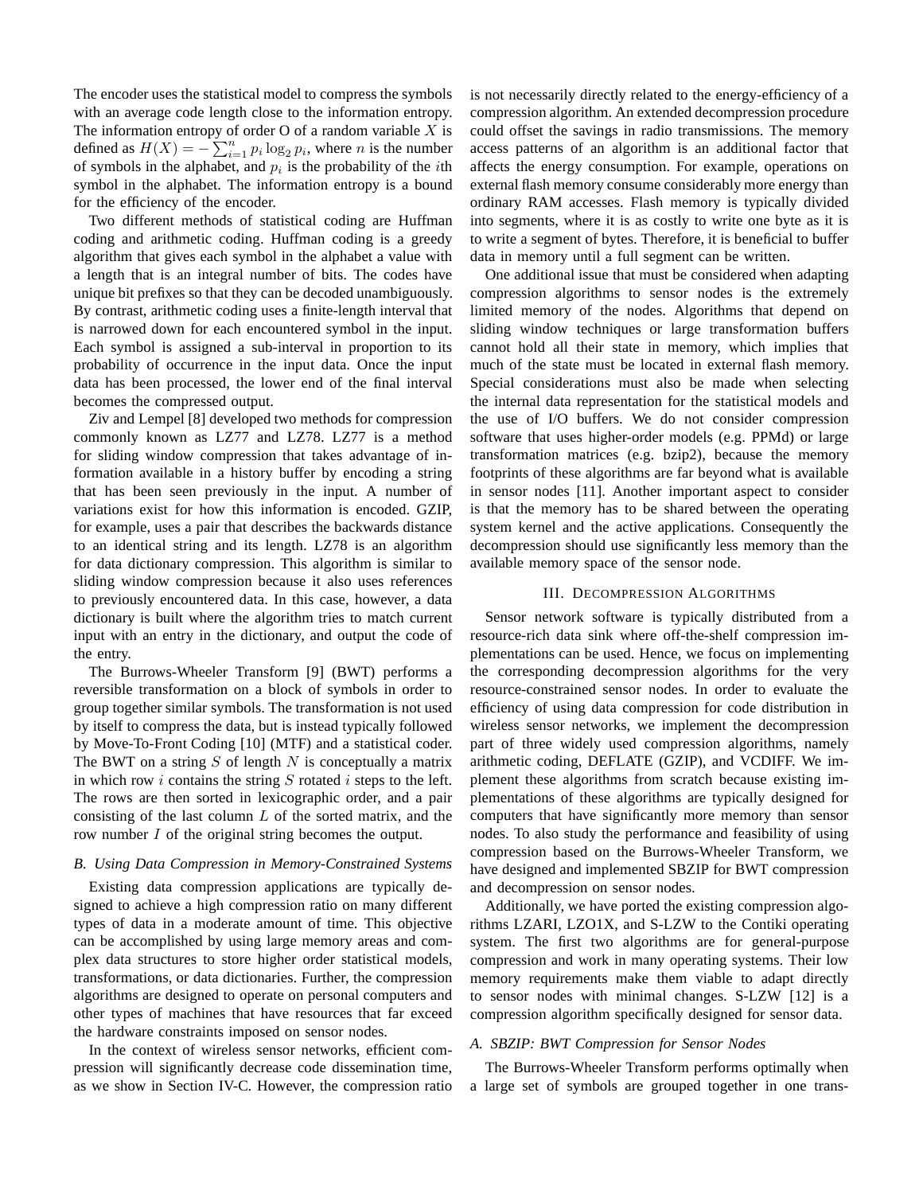The encoder uses the statistical model to compress the symbols with an average code length close to the information entropy. The information entropy of order O of a random variable $X$ is defined as $H(X) = -\sum_{i=1}^{n} p_i \log_2 p_i$, where $n$ is the number of symbols in the alphabet, and $p_i$ is the probability of the $i$th symbol in the alphabet. The information entropy is a bound for the efficiency of the encoder.

Two different methods of statistical coding are Huffman coding and arithmetic coding. Huffman coding is a greedy algorithm that gives each symbol in the alphabet a value with a length that is an integral number of bits. The codes have unique bit prefixes so that they can be decoded unambiguously. By contrast, arithmetic coding uses a finite-length interval that is narrowed down for each encountered symbol in the input. Each symbol is assigned a sub-interval in proportion to its probability of occurrence in the input data. Once the input data has been processed, the lower end of the final interval becomes the compressed output.

Ziv and Lempel [8] developed two methods for compression commonly known as LZ77 and LZ78. LZ77 is a method for sliding window compression that takes advantage of information available in a history buffer by encoding a string that has been seen previously in the input. A number of variations exist for how this information is encoded. GZIP, for example, uses a pair that describes the backwards distance to an identical string and its length. LZ78 is an algorithm for data dictionary compression. This algorithm is similar to sliding window compression because it also uses references to previously encountered data. In this case, however, a data dictionary is built where the algorithm tries to match current input with an entry in the dictionary, and output the code of the entry.

The Burrows-Wheeler Transform [9] (BWT) performs a reversible transformation on a block of symbols in order to group together similar symbols. The transformation is not used by itself to compress the data, but is instead typically followed by Move-To-Front Coding [10] (MTF) and a statistical coder. The BWT on a string $S$ of length $N$ is conceptually a matrix in which row $i$ contains the string $S$ rotated $i$ steps to the left. The rows are then sorted in lexicographic order, and a pair consisting of the last column $L$ of the sorted matrix, and the row number $I$ of the original string becomes the output.

### B. Using Data Compression in Memory-Constrained Systems

Existing data compression applications are typically designed to achieve a high compression ratio on many different types of data in a moderate amount of time. This objective can be accomplished by using large memory areas and complex data structures to store higher order statistical models, transformations, or data dictionaries. Further, the compression algorithms are designed to operate on personal computers and other types of machines that have resources that far exceed the hardware constraints imposed on sensor nodes.

In the context of wireless sensor networks, efficient compression will significantly decrease code dissemination time, as we show in Section IV-C. However, the compression ratio is not necessarily directly related to the energy-efficiency of a compression algorithm. An extended decompression procedure could offset the savings in radio transmissions. The memory access patterns of an algorithm is an additional factor that affects the energy consumption. For example, operations on external flash memory consume considerably more energy than ordinary RAM accesses. Flash memory is typically divided into segments, where it is as costly to write one byte as it is to write a segment of bytes. Therefore, it is beneficial to buffer data in memory until a full segment can be written.

One additional issue that must be considered when adapting compression algorithms to sensor nodes is the extremely limited memory of the nodes. Algorithms that depend on sliding window techniques or large transformation buffers cannot hold all their state in memory, which implies that much of the state must be located in external flash memory. Special considerations must also be made when selecting the internal data representation for the statistical models and the use of I/O buffers. We do not consider compression software that uses higher-order models (e.g. PPMd) or large transformation matrices (e.g. bzip2), because the memory footprints of these algorithms are far beyond what is available in sensor nodes [11]. Another important aspect to consider is that the memory has to be shared between the operating system kernel and the active applications. Consequently the decompression should use significantly less memory than the available memory space of the sensor node.

## III. Decompression Algorithms

Sensor network software is typically distributed from a resource-rich data sink where off-the-shelf compression implementations can be used. Hence, we focus on implementing the corresponding decompression algorithms for the very resource-constrained sensor nodes. In order to evaluate the efficiency of using data compression for code distribution in wireless sensor networks, we implement the decompression part of three widely used compression algorithms, namely arithmetic coding, DEFLATE (GZIP), and VCDIFF. We implement these algorithms from scratch because existing implementations of these algorithms are typically designed for computers that have significantly more memory than sensor nodes. To also study the performance and feasibility of using compression based on the Burrows-Wheeler Transform, we have designed and implemented SBZIP for BWT compression and decompression on sensor nodes.

Additionally, we have ported the existing compression algorithms LZARI, LZO1X, and S-LZW to the Contiki operating system. The first two algorithms are for general-purpose compression and work in many operating systems. Their low memory requirements make them viable to adapt directly to sensor nodes with minimal changes. S-LZW [12] is a compression algorithm specifically designed for sensor data.

### A. SBZIP: BWT Compression for Sensor Nodes

The Burrows-Wheeler Transform performs optimally when a large set of symbols are grouped together in one trans-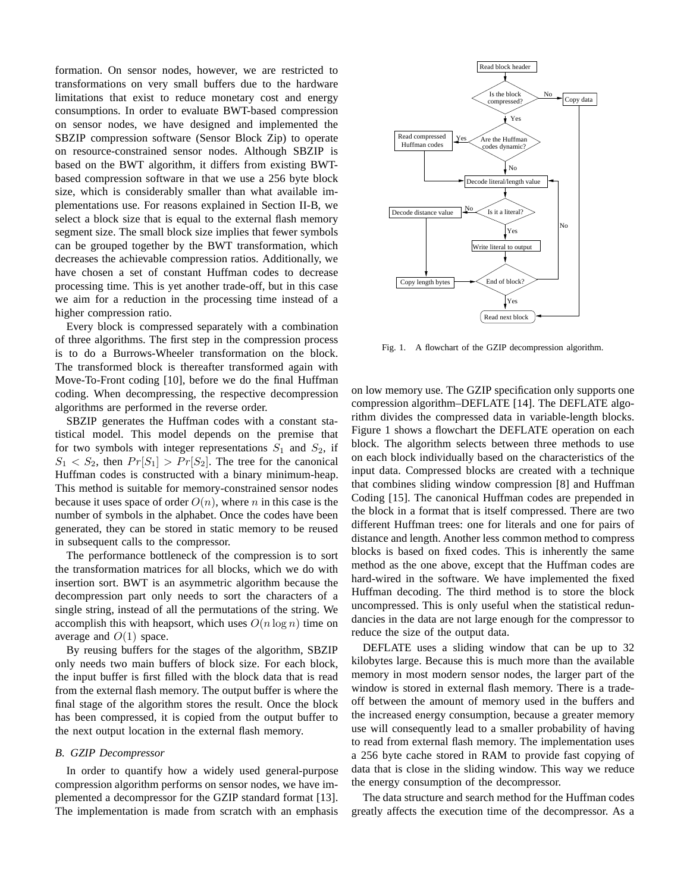formation. On sensor nodes, however, we are restricted to transformations on very small buffers due to the hardware limitations that exist to reduce monetary cost and energy consumptions. In order to evaluate BWT-based compression on sensor nodes, we have designed and implemented the SBZIP compression software (Sensor Block Zip) to operate on resource-constrained sensor nodes. Although SBZIP is based on the BWT algorithm, it differs from existing BWT-based compression software in that we use a 256 byte block size, which is considerably smaller than what available implementations use. For reasons explained in Section II-B, we select a block size that is equal to the external flash memory segment size. The small block size implies that fewer symbols can be grouped together by the BWT transformation, which decreases the achievable compression ratios. Additionally, we have chosen a set of constant Huffman codes to decrease processing time. This is yet another trade-off, but in this case we aim for a reduction in the processing time instead of a higher compression ratio.

Every block is compressed separately with a combination of three algorithms. The first step in the compression process is to do a Burrows-Wheeler transformation on the block. The transformed block is thereafter transformed again with Move-To-Front coding [10], before we do the final Huffman coding. When decompressing, the respective decompression algorithms are performed in the reverse order.

SBZIP generates the Huffman codes with a constant statistical model. This model depends on the premise that for two symbols with integer representations $S_1$ and $S_2$, if $S_1 < S_2$, then $Pr[S_1] > Pr[S_2]$. The tree for the canonical Huffman codes is constructed with a binary minimum-heap. This method is suitable for memory-constrained sensor nodes because it uses space of order $O(n)$, where $n$ in this case is the number of symbols in the alphabet. Once the codes have been generated, they can be stored in static memory to be reused in subsequent calls to the compressor.

The performance bottleneck of the compression is to sort the transformation matrices for all blocks, which we do with insertion sort. BWT is an asymmetric algorithm because the decompression part only needs to sort the characters of a single string, instead of all the permutations of the string. We accomplish this with heapsort, which uses $O(n \log n)$ time on average and $O(1)$ space.

By reusing buffers for the stages of the algorithm, SBZIP only needs two main buffers of block size. For each block, the input buffer is first filled with the block data that is read from the external flash memory. The output buffer is where the final stage of the algorithm stores the result. Once the block has been compressed, it is copied from the output buffer to the next output location in the external flash memory.

### *B. GZIP Decompressor*

In order to quantify how a widely used general-purpose compression algorithm performs on sensor nodes, we have implemented a decompressor for the GZIP standard format [13]. The implementation is made from scratch with an emphasis on low memory use. The GZIP specification only supports one compression algorithm–DEFLATE [14]. The DEFLATE algorithm divides the compressed data in variable-length blocks. Figure 1 shows a flowchart the DEFLATE operation on each block. The algorithm selects between three methods to use on each block individually based on the characteristics of the input data. Compressed blocks are created with a technique that combines sliding window compression [8] and Huffman Coding [15]. The canonical Huffman codes are prepended in the block in a format that is itself compressed. There are two different Huffman trees: one for literals and one for pairs of distance and length. Another less common method to compress blocks is based on fixed codes. This is inherently the same method as the one above, except that the Huffman codes are hard-wired in the software. We have implemented the fixed Huffman decoding. The third method is to store the block uncompressed. This is only useful when the statistical redundancies in the data are not large enough for the compressor to reduce the size of the output data.

Read block header
Is the block compressed?
No
Copy data
Yes
Read compressed Huffman codes
Yes
Are the Huffman codes dynamic?
No
Decode literal/length value
Decode distance value
No
Is it a literal?
Yes
Write literal to output
No
Copy length bytes
End of block?
Yes
Read next block

Fig. 1. A flowchart of the GZIP decompression algorithm.

DEFLATE uses a sliding window that can be up to 32 kilobytes large. Because this is much more than the available memory in most modern sensor nodes, the larger part of the window is stored in external flash memory. There is a trade-off between the amount of memory used in the buffers and the increased energy consumption, because a greater memory use will consequently lead to a smaller probability of having to read from external flash memory. The implementation uses a 256 byte cache stored in RAM to provide fast copying of data that is close in the sliding window. This way we reduce the energy consumption of the decompressor.

The data structure and search method for the Huffman codes greatly affects the execution time of the decompressor. As a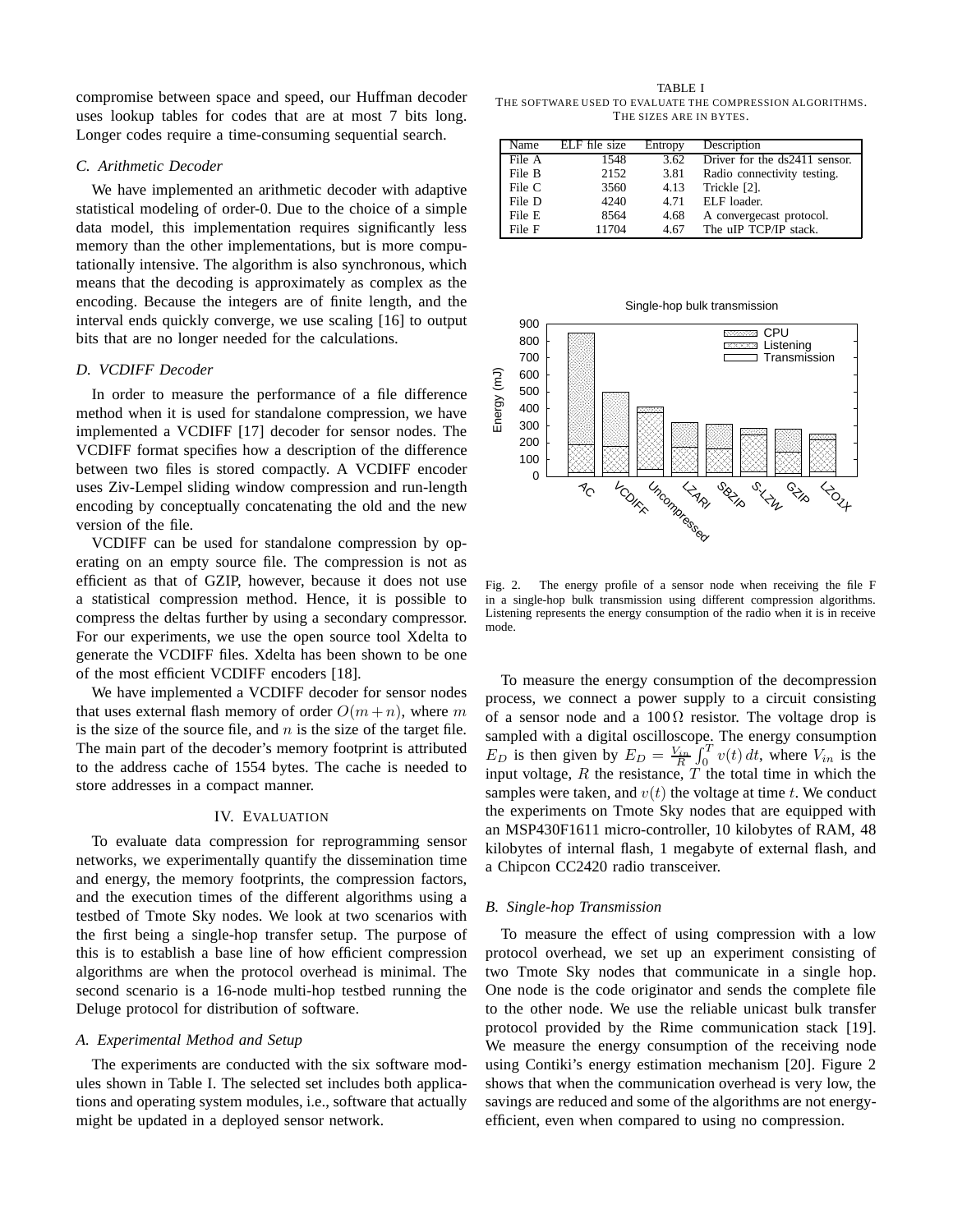compromise between space and speed, our Huffman decoder uses lookup tables for codes that are at most 7 bits long. Longer codes require a time-consuming sequential search.

### C. Arithmetic Decoder

We have implemented an arithmetic decoder with adaptive statistical modeling of order-0. Due to the choice of a simple data model, this implementation requires significantly less memory than the other implementations, but is more computationally intensive. The algorithm is also synchronous, which means that the decoding is approximately as complex as the encoding. Because the integers are of finite length, and the interval ends quickly converge, we use scaling [16] to output bits that are no longer needed for the calculations.

### D. VCDIFF Decoder

In order to measure the performance of a file difference method when it is used for standalone compression, we have implemented a VCDIFF [17] decoder for sensor nodes. The VCDIFF format specifies how a description of the difference between two files is stored compactly. A VCDIFF encoder uses Ziv-Lempel sliding window compression and run-length encoding by conceptually concatenating the old and the new version of the file.

VCDIFF can be used for standalone compression by operating on an empty source file. The compression is not as efficient as that of GZIP, however, because it does not use a statistical compression method. Hence, it is possible to compress the deltas further by using a secondary compressor. For our experiments, we use the open source tool Xdelta to generate the VCDIFF files. Xdelta has been shown to be one of the most efficient VCDIFF encoders [18].

We have implemented a VCDIFF decoder for sensor nodes that uses external flash memory of order $O(m+n)$, where $m$ is the size of the source file, and $n$ is the size of the target file. The main part of the decoder's memory footprint is attributed to the address cache of 1554 bytes. The cache is needed to store addresses in a compact manner.

## IV. Evaluation

To evaluate data compression for reprogramming sensor networks, we experimentally quantify the dissemination time and energy, the memory footprints, the compression factors, and the execution times of the different algorithms using a testbed of Tmote Sky nodes. We look at two scenarios with the first being a single-hop transfer setup. The purpose of this is to establish a base line of how efficient compression algorithms are when the protocol overhead is minimal. The second scenario is a 16-node multi-hop testbed running the Deluge protocol for distribution of software.

### A. Experimental Method and Setup

The experiments are conducted with the six software modules shown in Table I. The selected set includes both applications and operating system modules, i.e., software that actually might be updated in a deployed sensor network.

TABLE I
THE SOFTWARE USED TO EVALUATE THE COMPRESSION ALGORITHMS. THE SIZES ARE IN BYTES.

| Name | ELF file size | Entropy | Description |
|---|---|---|---|
| File A | 1548 | 3.62 | Driver for the ds2411 sensor. |
| File B | 2152 | 3.81 | Radio connectivity testing. |
| File C | 3560 | 4.13 | Trickle [2]. |
| File D | 4240 | 4.71 | ELF loader. |
| File E | 8564 | 4.68 | A convergecast protocol. |
| File F | 11704 | 4.67 | The uIP TCP/IP stack. |

Fig. 2. The energy profile of a sensor node when receiving the file F in a single-hop bulk transmission using different compression algorithms. Listening represents the energy consumption of the radio when it is in receive mode.

To measure the energy consumption of the decompression process, we connect a power supply to a circuit consisting of a sensor node and a $100\,\Omega$ resistor. The voltage drop is sampled with a digital oscilloscope. The energy consumption $E_D$ is then given by $E_D = \frac{V_{in}}{R}\int_0^T v(t)\,dt$, where $V_{in}$ is the input voltage, $R$ the resistance, $T$ the total time in which the samples were taken, and $v(t)$ the voltage at time $t$. We conduct the experiments on Tmote Sky nodes that are equipped with an MSP430F1611 micro-controller, 10 kilobytes of RAM, 48 kilobytes of internal flash, 1 megabyte of external flash, and a Chipcon CC2420 radio transceiver.

### B. Single-hop Transmission

To measure the effect of using compression with a low protocol overhead, we set up an experiment consisting of two Tmote Sky nodes that communicate in a single hop. One node is the code originator and sends the complete file to the other node. We use the reliable unicast bulk transfer protocol provided by the Rime communication stack [19]. We measure the energy consumption of the receiving node using Contiki's energy estimation mechanism [20]. Figure 2 shows that when the communication overhead is very low, the savings are reduced and some of the algorithms are not energy-efficient, even when compared to using no compression.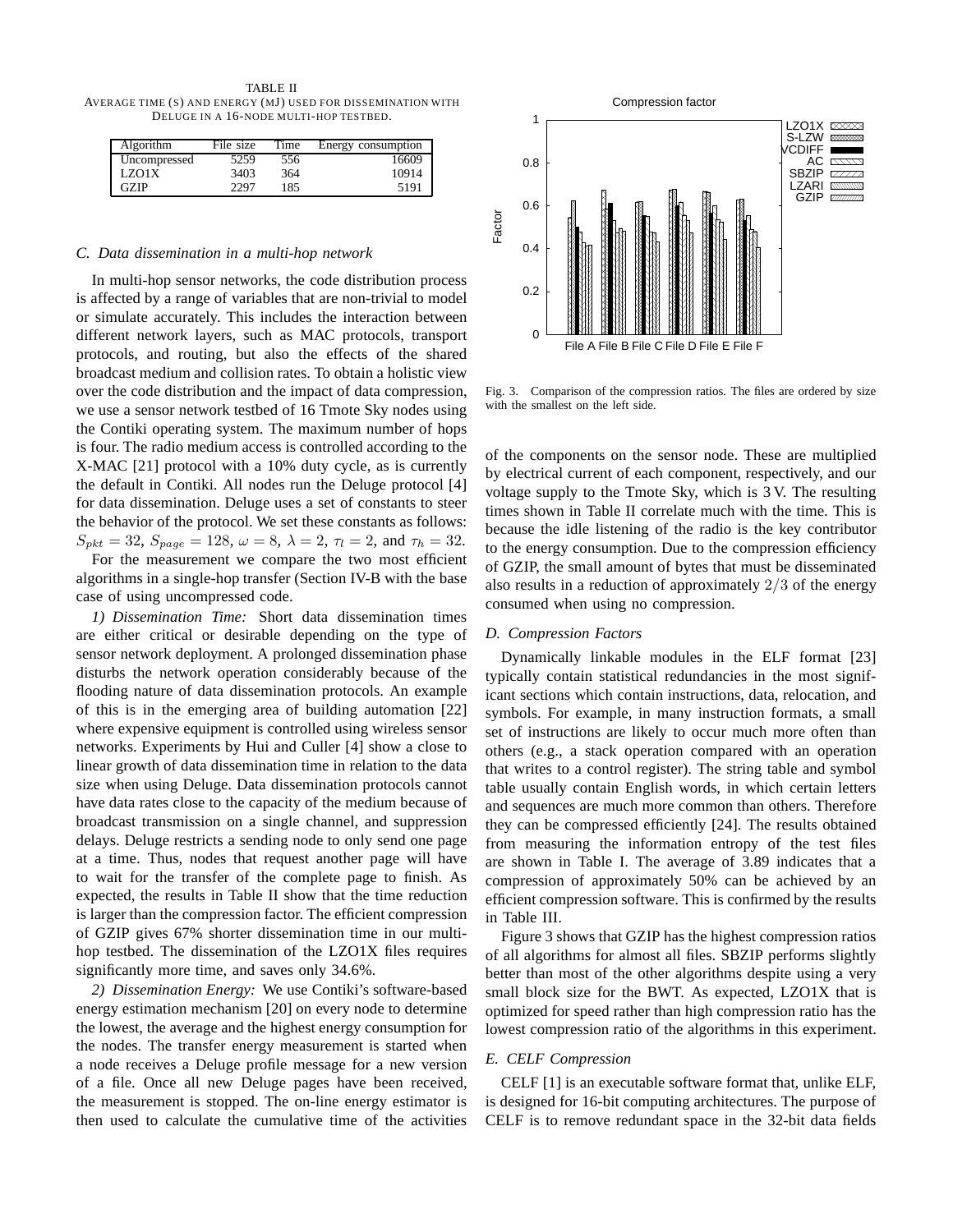TABLE II
AVERAGE TIME (S) AND ENERGY (MJ) USED FOR DISSEMINATION WITH DELUGE IN A 16-NODE MULTI-HOP TESTBED.

| Algorithm | File size | Time | Energy consumption |
|---|---|---|---|
| Uncompressed | 5259 | 556 | 16609 |
| LZO1X | 3403 | 364 | 10914 |
| GZIP | 2297 | 185 | 5191 |

### C. Data dissemination in a multi-hop network

In multi-hop sensor networks, the code distribution process is affected by a range of variables that are non-trivial to model or simulate accurately. This includes the interaction between different network layers, such as MAC protocols, transport protocols, and routing, but also the effects of the shared broadcast medium and collision rates. To obtain a holistic view over the code distribution and the impact of data compression, we use a sensor network testbed of 16 Tmote Sky nodes using the Contiki operating system. The maximum number of hops is four. The radio medium access is controlled according to the X-MAC [21] protocol with a 10% duty cycle, as is currently the default in Contiki. All nodes run the Deluge protocol [4] for data dissemination. Deluge uses a set of constants to steer the behavior of the protocol. We set these constants as follows: $S_{pkt} = 32$, $S_{page} = 128$, $\omega = 8$, $\lambda = 2$, $\tau_l = 2$, and $\tau_h = 32$.

For the measurement we compare the two most efficient algorithms in a single-hop transfer (Section IV-B with the base case of using uncompressed code.

*1) Dissemination Time:* Short data dissemination times are either critical or desirable depending on the type of sensor network deployment. A prolonged dissemination phase disturbs the network operation considerably because of the flooding nature of data dissemination protocols. An example of this is in the emerging area of building automation [22] where expensive equipment is controlled using wireless sensor networks. Experiments by Hui and Culler [4] show a close to linear growth of data dissemination time in relation to the data size when using Deluge. Data dissemination protocols cannot have data rates close to the capacity of the medium because of broadcast transmission on a single channel, and suppression delays. Deluge restricts a sending node to only send one page at a time. Thus, nodes that request another page will have to wait for the transfer of the complete page to finish. As expected, the results in Table II show that the time reduction is larger than the compression factor. The efficient compression of GZIP gives 67% shorter dissemination time in our multi-hop testbed. The dissemination of the LZO1X files requires significantly more time, and saves only 34.6%.

*2) Dissemination Energy:* We use Contiki's software-based energy estimation mechanism [20] on every node to determine the lowest, the average and the highest energy consumption for the nodes. The transfer energy measurement is started when a node receives a Deluge profile message for a new version of a file. Once all new Deluge pages have been received, the measurement is stopped. The on-line energy estimator is then used to calculate the cumulative time of the activities of the components on the sensor node. These are multiplied by electrical current of each component, respectively, and our voltage supply to the Tmote Sky, which is 3 V. The resulting times shown in Table II correlate much with the time. This is because the idle listening of the radio is the key contributor to the energy consumption. Due to the compression efficiency of GZIP, the small amount of bytes that must be disseminated also results in a reduction of approximately $2/3$ of the energy consumed when using no compression.

Fig. 3. Comparison of the compression ratios. The files are ordered by size with the smallest on the left side.

### D. Compression Factors

Dynamically linkable modules in the ELF format [23] typically contain statistical redundancies in the most significant sections which contain instructions, data, relocation, and symbols. For example, in many instruction formats, a small set of instructions are likely to occur much more often than others (e.g., a stack operation compared with an operation that writes to a control register). The string table and symbol table usually contain English words, in which certain letters and sequences are much more common than others. Therefore they can be compressed efficiently [24]. The results obtained from measuring the information entropy of the test files are shown in Table I. The average of 3.89 indicates that a compression of approximately 50% can be achieved by an efficient compression software. This is confirmed by the results in Table III.

Figure 3 shows that GZIP has the highest compression ratios of all algorithms for almost all files. SBZIP performs slightly better than most of the other algorithms despite using a very small block size for the BWT. As expected, LZO1X that is optimized for speed rather than high compression ratio has the lowest compression ratio of the algorithms in this experiment.

### E. CELF Compression

CELF [1] is an executable software format that, unlike ELF, is designed for 16-bit computing architectures. The purpose of CELF is to remove redundant space in the 32-bit data fields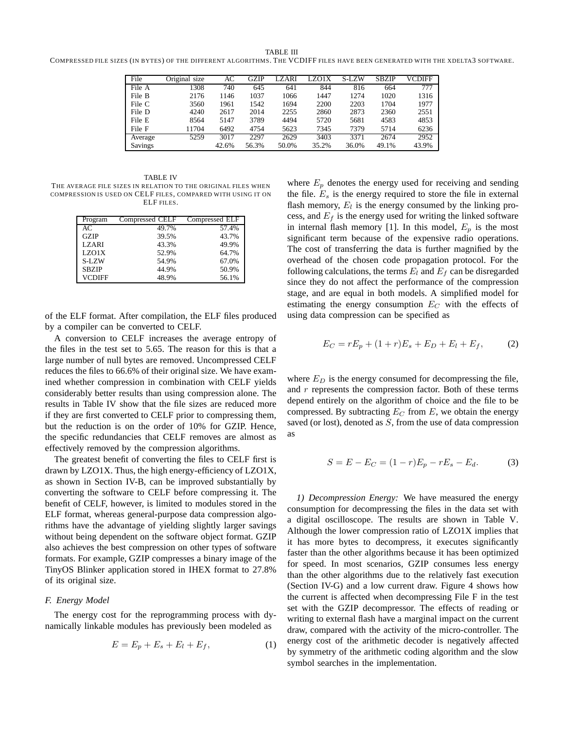TABLE III

COMPRESSED FILE SIZES (IN BYTES) OF THE DIFFERENT ALGORITHMS. THE VCDIFF FILES HAVE BEEN GENERATED WITH THE XDELTA3 SOFTWARE.

| File | Original size | AC | GZIP | LZARI | LZO1X | S-LZW | SBZIP | VCDIFF |
|---|---|---|---|---|---|---|---|---|
| File A | 1308 | 740 | 645 | 641 | 844 | 816 | 664 | 777 |
| File B | 2176 | 1146 | 1037 | 1066 | 1447 | 1274 | 1020 | 1316 |
| File C | 3560 | 1961 | 1542 | 1694 | 2200 | 2203 | 1704 | 1977 |
| File D | 4240 | 2617 | 2014 | 2255 | 2860 | 2873 | 2360 | 2551 |
| File E | 8564 | 5147 | 3789 | 4494 | 5720 | 5681 | 4583 | 4853 |
| File F | 11704 | 6492 | 4754 | 5623 | 7345 | 7379 | 5714 | 6236 |
| Average | 5259 | 3017 | 2297 | 2629 | 3403 | 3371 | 2674 | 2952 |
| Savings | | 42.6% | 56.3% | 50.0% | 35.2% | 36.0% | 49.1% | 43.9% |

TABLE IV

THE AVERAGE FILE SIZES IN RELATION TO THE ORIGINAL FILES WHEN COMPRESSION IS USED ON CELF FILES, COMPARED WITH USING IT ON ELF FILES.

| Program | Compressed CELF | Compressed ELF |
|---|---|---|
| AC | 49.7% | 57.4% |
| GZIP | 39.5% | 43.7% |
| LZARI | 43.3% | 49.9% |
| LZO1X | 52.9% | 64.7% |
| S-LZW | 54.9% | 67.0% |
| SBZIP | 44.9% | 50.9% |
| VCDIFF | 48.9% | 56.1% |

of the ELF format. After compilation, the ELF files produced by a compiler can be converted to CELF.

A conversion to CELF increases the average entropy of the files in the test set to 5.65. The reason for this is that a large number of null bytes are removed. Uncompressed CELF reduces the files to 66.6% of their original size. We have examined whether compression in combination with CELF yields considerably better results than using compression alone. The results in Table IV show that the file sizes are reduced more if they are first converted to CELF prior to compressing them, but the reduction is on the order of 10% for GZIP. Hence, the specific redundancies that CELF removes are almost as effectively removed by the compression algorithms.

The greatest benefit of converting the files to CELF first is drawn by LZO1X. Thus, the high energy-efficiency of LZO1X, as shown in Section IV-B, can be improved substantially by converting the software to CELF before compressing it. The benefit of CELF, however, is limited to modules stored in the ELF format, whereas general-purpose data compression algorithms have the advantage of yielding slightly larger savings without being dependent on the software object format. GZIP also achieves the best compression on other types of software formats. For example, GZIP compresses a binary image of the TinyOS Blinker application stored in IHEX format to 27.8% of its original size.

### F. Energy Model

The energy cost for the reprogramming process with dynamically linkable modules has previously been modeled as

$$E = E_p + E_s + E_l + E_f, \tag{1}$$

where $E_p$ denotes the energy used for receiving and sending the file. $E_s$ is the energy required to store the file in external flash memory, $E_l$ is the energy consumed by the linking process, and $E_f$ is the energy used for writing the linked software in internal flash memory [1]. In this model, $E_p$ is the most significant term because of the expensive radio operations. The cost of transferring the data is further magnified by the overhead of the chosen code propagation protocol. For the following calculations, the terms $E_l$ and $E_f$ can be disregarded since they do not affect the performance of the compression stage, and are equal in both models. A simplified model for estimating the energy consumption $E_C$ with the effects of using data compression can be specified as

$$E_C = rE_p + (1+r)E_s + E_D + E_l + E_f, \tag{2}$$

where $E_D$ is the energy consumed for decompressing the file, and $r$ represents the compression factor. Both of these terms depend entirely on the algorithm of choice and the file to be compressed. By subtracting $E_C$ from $E$, we obtain the energy saved (or lost), denoted as $S$, from the use of data compression as

$$S = E - E_C = (1-r)E_p - rE_s - E_d. \tag{3}$$

*1) Decompression Energy:* We have measured the energy consumption for decompressing the files in the data set with a digital oscilloscope. The results are shown in Table V. Although the lower compression ratio of LZO1X implies that it has more bytes to decompress, it executes significantly faster than the other algorithms because it has been optimized for speed. In most scenarios, GZIP consumes less energy than the other algorithms due to the relatively fast execution (Section IV-G) and a low current draw. Figure 4 shows how the current is affected when decompressing File F in the test set with the GZIP decompressor. The effects of reading or writing to external flash have a marginal impact on the current draw, compared with the activity of the micro-controller. The energy cost of the arithmetic decoder is negatively affected by symmetry of the arithmetic coding algorithm and the slow symbol searches in the implementation.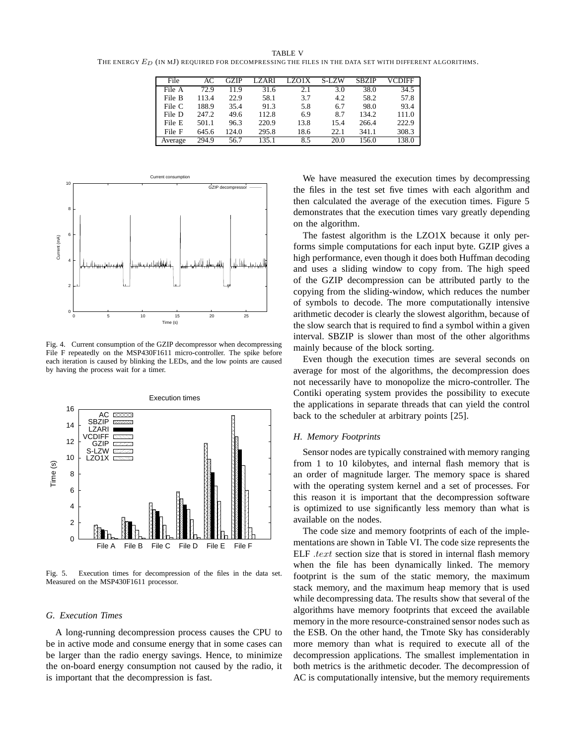TABLE V

THE ENERGY $E_D$ (IN MJ) REQUIRED FOR DECOMPRESSING THE FILES IN THE DATA SET WITH DIFFERENT ALGORITHMS.

| File | AC | GZIP | LZARI | LZO1X | S-LZW | SBZIP | VCDIFF |
|---|---|---|---|---|---|---|---|
| File A | 72.9 | 11.9 | 31.6 | 2.1 | 3.0 | 38.0 | 34.5 |
| File B | 113.4 | 22.9 | 58.1 | 3.7 | 4.2 | 58.2 | 57.8 |
| File C | 188.9 | 35.4 | 91.3 | 5.8 | 6.7 | 98.0 | 93.4 |
| File D | 247.2 | 49.6 | 112.8 | 6.9 | 8.7 | 134.2 | 111.0 |
| File E | 501.1 | 96.3 | 220.9 | 13.8 | 15.4 | 266.4 | 222.9 |
| File F | 645.6 | 124.0 | 295.8 | 18.6 | 22.1 | 341.1 | 308.3 |
| Average | 294.9 | 56.7 | 135.1 | 8.5 | 20.0 | 156.0 | 138.0 |

Fig. 4. Current consumption of the GZIP decompressor when decompressing File F repeatedly on the MSP430F1611 micro-controller. The spike before each iteration is caused by blinking the LEDs, and the low points are caused by having the process wait for a timer.

Fig. 5. Execution times for decompression of the files in the data set. Measured on the MSP430F1611 processor.

### G. Execution Times

A long-running decompression process causes the CPU to be in active mode and consume energy that in some cases can be larger than the radio energy savings. Hence, to minimize the on-board energy consumption not caused by the radio, it is important that the decompression is fast.

We have measured the execution times by decompressing the files in the test set five times with each algorithm and then calculated the average of the execution times. Figure 5 demonstrates that the execution times vary greatly depending on the algorithm.

The fastest algorithm is the LZO1X because it only performs simple computations for each input byte. GZIP gives a high performance, even though it does both Huffman decoding and uses a sliding window to copy from. The high speed of the GZIP decompression can be attributed partly to the copying from the sliding-window, which reduces the number of symbols to decode. The more computationally intensive arithmetic decoder is clearly the slowest algorithm, because of the slow search that is required to find a symbol within a given interval. SBZIP is slower than most of the other algorithms mainly because of the block sorting.

Even though the execution times are several seconds on average for most of the algorithms, the decompression does not necessarily have to monopolize the micro-controller. The Contiki operating system provides the possibility to execute the applications in separate threads that can yield the control back to the scheduler at arbitrary points [25].

### H. Memory Footprints

Sensor nodes are typically constrained with memory ranging from 1 to 10 kilobytes, and internal flash memory that is an order of magnitude larger. The memory space is shared with the operating system kernel and a set of processes. For this reason it is important that the decompression software is optimized to use significantly less memory than what is available on the nodes.

The code size and memory footprints of each of the implementations are shown in Table VI. The code size represents the ELF $.text$ section size that is stored in internal flash memory when the file has been dynamically linked. The memory footprint is the sum of the static memory, the maximum stack memory, and the maximum heap memory that is used while decompressing data. The results show that several of the algorithms have memory footprints that exceed the available memory in the more resource-constrained sensor nodes such as the ESB. On the other hand, the Tmote Sky has considerably more memory than what is required to execute all of the decompression applications. The smallest implementation in both metrics is the arithmetic decoder. The decompression of AC is computationally intensive, but the memory requirements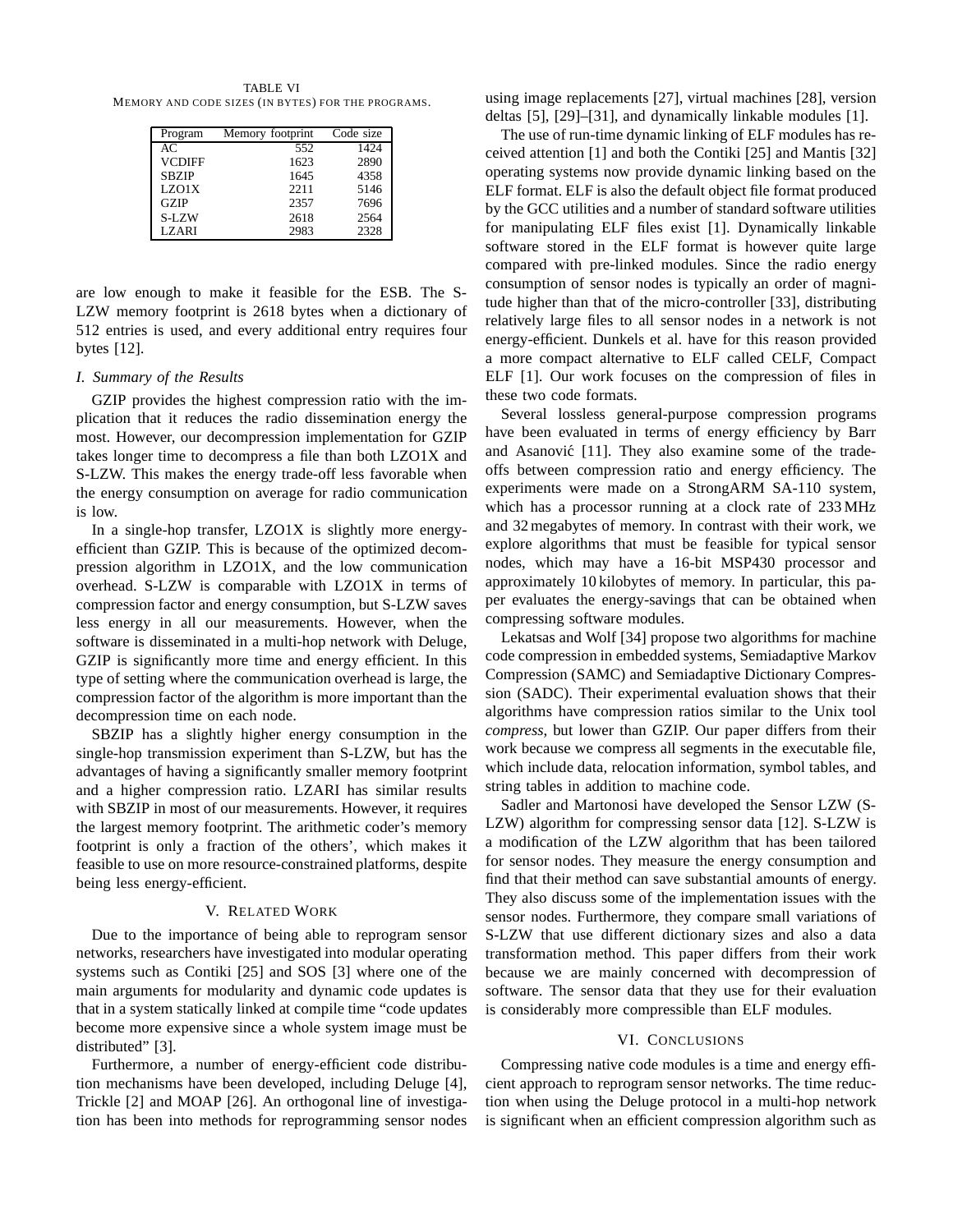TABLE VI

MEMORY AND CODE SIZES (IN BYTES) FOR THE PROGRAMS.

| Program | Memory footprint | Code size |
|---|---|---|
| AC | 552 | 1424 |
| VCDIFF | 1623 | 2890 |
| SBZIP | 1645 | 4358 |
| LZO1X | 2211 | 5146 |
| GZIP | 2357 | 7696 |
| S-LZW | 2618 | 2564 |
| LZARI | 2983 | 2328 |

are low enough to make it feasible for the ESB. The S-LZW memory footprint is 2618 bytes when a dictionary of 512 entries is used, and every additional entry requires four bytes [12].

### *I. Summary of the Results*

GZIP provides the highest compression ratio with the implication that it reduces the radio dissemination energy the most. However, our decompression implementation for GZIP takes longer time to decompress a file than both LZO1X and S-LZW. This makes the energy trade-off less favorable when the energy consumption on average for radio communication is low.

In a single-hop transfer, LZO1X is slightly more energy-efficient than GZIP. This is because of the optimized decompression algorithm in LZO1X, and the low communication overhead. S-LZW is comparable with LZO1X in terms of compression factor and energy consumption, but S-LZW saves less energy in all our measurements. However, when the software is disseminated in a multi-hop network with Deluge, GZIP is significantly more time and energy efficient. In this type of setting where the communication overhead is large, the compression factor of the algorithm is more important than the decompression time on each node.

SBZIP has a slightly higher energy consumption in the single-hop transmission experiment than S-LZW, but has the advantages of having a significantly smaller memory footprint and a higher compression ratio. LZARI has similar results with SBZIP in most of our measurements. However, it requires the largest memory footprint. The arithmetic coder's memory footprint is only a fraction of the others', which makes it feasible to use on more resource-constrained platforms, despite being less energy-efficient.

## V. RELATED WORK

Due to the importance of being able to reprogram sensor networks, researchers have investigated into modular operating systems such as Contiki [25] and SOS [3] where one of the main arguments for modularity and dynamic code updates is that in a system statically linked at compile time "code updates become more expensive since a whole system image must be distributed" [3].

Furthermore, a number of energy-efficient code distribution mechanisms have been developed, including Deluge [4], Trickle [2] and MOAP [26]. An orthogonal line of investigation has been into methods for reprogramming sensor nodes using image replacements [27], virtual machines [28], version deltas [5], [29]–[31], and dynamically linkable modules [1].

The use of run-time dynamic linking of ELF modules has received attention [1] and both the Contiki [25] and Mantis [32] operating systems now provide dynamic linking based on the ELF format. ELF is also the default object file format produced by the GCC utilities and a number of standard software utilities for manipulating ELF files exist [1]. Dynamically linkable software stored in the ELF format is however quite large compared with pre-linked modules. Since the radio energy consumption of sensor nodes is typically an order of magnitude higher than that of the micro-controller [33], distributing relatively large files to all sensor nodes in a network is not energy-efficient. Dunkels et al. have for this reason provided a more compact alternative to ELF called CELF, Compact ELF [1]. Our work focuses on the compression of files in these two code formats.

Several lossless general-purpose compression programs have been evaluated in terms of energy efficiency by Barr and Asanović [11]. They also examine some of the trade-offs between compression ratio and energy efficiency. The experiments were made on a StrongARM SA-110 system, which has a processor running at a clock rate of 233 MHz and 32 megabytes of memory. In contrast with their work, we explore algorithms that must be feasible for typical sensor nodes, which may have a 16-bit MSP430 processor and approximately 10 kilobytes of memory. In particular, this paper evaluates the energy-savings that can be obtained when compressing software modules.

Lekatsas and Wolf [34] propose two algorithms for machine code compression in embedded systems, Semiadaptive Markov Compression (SAMC) and Semiadaptive Dictionary Compression (SADC). Their experimental evaluation shows that their algorithms have compression ratios similar to the Unix tool *compress*, but lower than GZIP. Our paper differs from their work because we compress all segments in the executable file, which include data, relocation information, symbol tables, and string tables in addition to machine code.

Sadler and Martonosi have developed the Sensor LZW (S-LZW) algorithm for compressing sensor data [12]. S-LZW is a modification of the LZW algorithm that has been tailored for sensor nodes. They measure the energy consumption and find that their method can save substantial amounts of energy. They also discuss some of the implementation issues with the sensor nodes. Furthermore, they compare small variations of S-LZW that use different dictionary sizes and also a data transformation method. This paper differs from their work because we are mainly concerned with decompression of software. The sensor data that they use for their evaluation is considerably more compressible than ELF modules.

## VI. CONCLUSIONS

Compressing native code modules is a time and energy efficient approach to reprogram sensor networks. The time reduction when using the Deluge protocol in a multi-hop network is significant when an efficient compression algorithm such as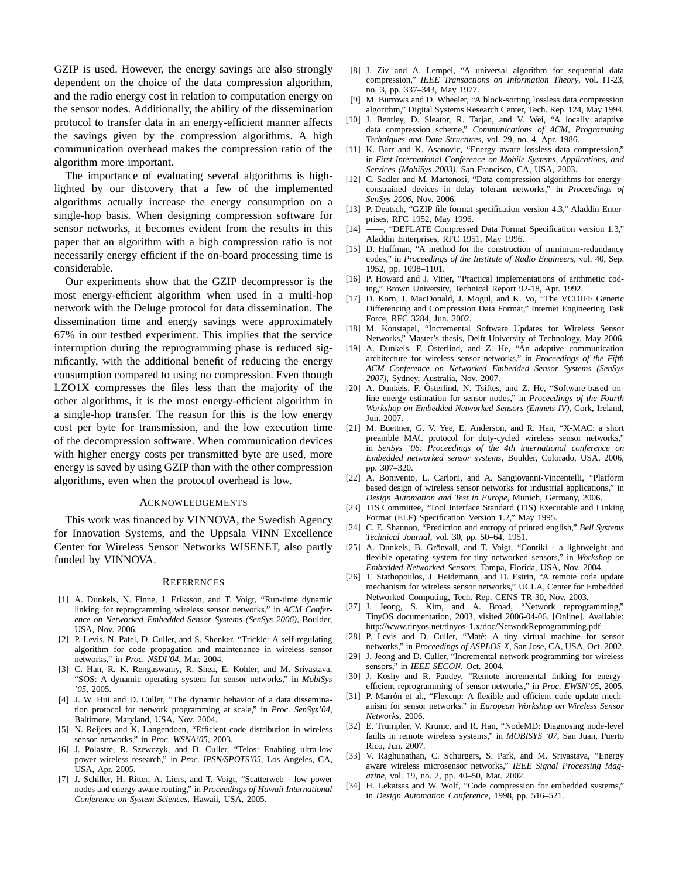GZIP is used. However, the energy savings are also strongly dependent on the choice of the data compression algorithm, and the radio energy cost in relation to computation energy on the sensor nodes. Additionally, the ability of the dissemination protocol to transfer data in an energy-efficient manner affects the savings given by the compression algorithms. A high communication overhead makes the compression ratio of the algorithm more important.

The importance of evaluating several algorithms is highlighted by our discovery that a few of the implemented algorithms actually increase the energy consumption on a single-hop basis. When designing compression software for sensor networks, it becomes evident from the results in this paper that an algorithm with a high compression ratio is not necessarily energy efficient if the on-board processing time is considerable.

Our experiments show that the GZIP decompressor is the most energy-efficient algorithm when used in a multi-hop network with the Deluge protocol for data dissemination. The dissemination time and energy savings were approximately 67% in our testbed experiment. This implies that the service interruption during the reprogramming phase is reduced significantly, with the additional benefit of reducing the energy consumption compared to using no compression. Even though LZO1X compresses the files less than the majority of the other algorithms, it is the most energy-efficient algorithm in a single-hop transfer. The reason for this is the low energy cost per byte for transmission, and the low execution time of the decompression software. When communication devices with higher energy costs per transmitted byte are used, more energy is saved by using GZIP than with the other compression algorithms, even when the protocol overhead is low.

## Acknowledgements

This work was financed by VINNOVA, the Swedish Agency for Innovation Systems, and the Uppsala VINN Excellence Center for Wireless Sensor Networks WISENET, also partly funded by VINNOVA.

## References

[1] A. Dunkels, N. Finne, J. Eriksson, and T. Voigt, "Run-time dynamic linking for reprogramming wireless sensor networks," in *ACM Conference on Networked Embedded Sensor Systems (SenSys 2006)*, Boulder, USA, Nov. 2006.

[2] P. Levis, N. Patel, D. Culler, and S. Shenker, "Trickle: A self-regulating algorithm for code propagation and maintenance in wireless sensor networks," in *Proc. NSDI'04*, Mar. 2004.

[3] C. Han, R. K. Rengaswamy, R. Shea, E. Kohler, and M. Srivastava, "SOS: A dynamic operating system for sensor networks," in *MobiSys '05*, 2005.

[4] J. W. Hui and D. Culler, "The dynamic behavior of a data dissemination protocol for network programming at scale," in *Proc. SenSys'04*, Baltimore, Maryland, USA, Nov. 2004.

[5] N. Reijers and K. Langendoen, "Efficient code distribution in wireless sensor networks," in *Proc. WSNA'05*, 2003.

[6] J. Polastre, R. Szewczyk, and D. Culler, "Telos: Enabling ultra-low power wireless research," in *Proc. IPSN/SPOTS'05*, Los Angeles, CA, USA, Apr. 2005.

[7] J. Schiller, H. Ritter, A. Liers, and T. Voigt, "Scatterweb - low power nodes and energy aware routing," in *Proceedings of Hawaii International Conference on System Sciences*, Hawaii, USA, 2005.

[8] J. Ziv and A. Lempel, "A universal algorithm for sequential data compression," *IEEE Transactions on Information Theory*, vol. IT-23, no. 3, pp. 337–343, May 1977.

[9] M. Burrows and D. Wheeler, "A block-sorting lossless data compression algorithm," Digital Systems Research Center, Tech. Rep. 124, May 1994.

[10] J. Bentley, D. Sleator, R. Tarjan, and V. Wei, "A locally adaptive data compression scheme," *Communications of ACM, Programming Techniques and Data Structures*, vol. 29, no. 4, Apr. 1986.

[11] K. Barr and K. Asanovic, "Energy aware lossless data compression," in *First International Conference on Mobile Systems, Applications, and Services (MobiSys 2003)*, San Francisco, CA, USA, 2003.

[12] C. Sadler and M. Martonosi, "Data compression algorithms for energy-constrained devices in delay tolerant networks," in *Proceedings of SenSys 2006*, Nov. 2006.

[13] P. Deutsch, "GZIP file format specification version 4.3," Aladdin Enterprises, RFC 1952, May 1996.

[14] ——, "DEFLATE Compressed Data Format Specification version 1.3," Aladdin Enterprises, RFC 1951, May 1996.

[15] D. Huffman, "A method for the construction of minimum-redundancy codes," in *Proceedings of the Institute of Radio Engineers*, vol. 40, Sep. 1952, pp. 1098–1101.

[16] P. Howard and J. Vitter, "Practical implementations of arithmetic coding," Brown University, Technical Report 92-18, Apr. 1992.

[17] D. Korn, J. MacDonald, J. Mogul, and K. Vo, "The VCDIFF Generic Differencing and Compression Data Format," Internet Engineering Task Force, RFC 3284, Jun. 2002.

[18] M. Konstapel, "Incremental Software Updates for Wireless Sensor Networks," Master's thesis, Delft University of Technology, May 2006.

[19] A. Dunkels, F. Österlind, and Z. He, "An adaptive communication architecture for wireless sensor networks," in *Proceedings of the Fifth ACM Conference on Networked Embedded Sensor Systems (SenSys 2007)*, Sydney, Australia, Nov. 2007.

[20] A. Dunkels, F. Österlind, N. Tsiftes, and Z. He, "Software-based on-line energy estimation for sensor nodes," in *Proceedings of the Fourth Workshop on Embedded Networked Sensors (Emnets IV)*, Cork, Ireland, Jun. 2007.

[21] M. Buettner, G. V. Yee, E. Anderson, and R. Han, "X-MAC: a short preamble MAC protocol for duty-cycled wireless sensor networks," in *SenSys '06: Proceedings of the 4th international conference on Embedded networked sensor systems*, Boulder, Colorado, USA, 2006, pp. 307–320.

[22] A. Bonivento, L. Carloni, and A. Sangiovanni-Vincentelli, "Platform based design of wireless sensor networks for industrial applications," in *Design Automation and Test in Europe*, Munich, Germany, 2006.

[23] TIS Committee, "Tool Interface Standard (TIS) Executable and Linking Format (ELF) Specification Version 1.2," May 1995.

[24] C. E. Shannon, "Prediction and entropy of printed english," *Bell Systems Technical Journal*, vol. 30, pp. 50–64, 1951.

[25] A. Dunkels, B. Grönvall, and T. Voigt, "Contiki - a lightweight and flexible operating system for tiny networked sensors," in *Workshop on Embedded Networked Sensors*, Tampa, Florida, USA, Nov. 2004.

[26] T. Stathopoulos, J. Heidemann, and D. Estrin, "A remote code update mechanism for wireless sensor networks," UCLA, Center for Embedded Networked Computing, Tech. Rep. CENS-TR-30, Nov. 2003.

[27] J. Jeong, S. Kim, and A. Broad, "Network reprogramming," TinyOS documentation, 2003, visited 2006-04-06. [Online]. Available: http://www.tinyos.net/tinyos-1.x/doc/NetworkReprogramming.pdf

[28] P. Levis and D. Culler, "Maté: A tiny virtual machine for sensor networks," in *Proceedings of ASPLOS-X*, San Jose, CA, USA, Oct. 2002.

[29] J. Jeong and D. Culler, "Incremental network programming for wireless sensors," in *IEEE SECON*, Oct. 2004.

[30] J. Koshy and R. Pandey, "Remote incremental linking for energy-efficient reprogramming of sensor networks," in *Proc. EWSN'05*, 2005.

[31] P. Marrón et al., "Flexcup: A flexible and efficient code update mechanism for sensor networks." in *European Workshop on Wireless Sensor Networks*, 2006.

[32] E. Trumpler, V. Krunic, and R. Han, "NodeMD: Diagnosing node-level faults in remote wireless systems," in *MOBISYS '07*, San Juan, Puerto Rico, Jun. 2007.

[33] V. Raghunathan, C. Schurgers, S. Park, and M. Srivastava, "Energy aware wireless microsensor networks," *IEEE Signal Processing Magazine*, vol. 19, no. 2, pp. 40–50, Mar. 2002.

[34] H. Lekatsas and W. Wolf, "Code compression for embedded systems," in *Design Automation Conference*, 1998, pp. 516–521.